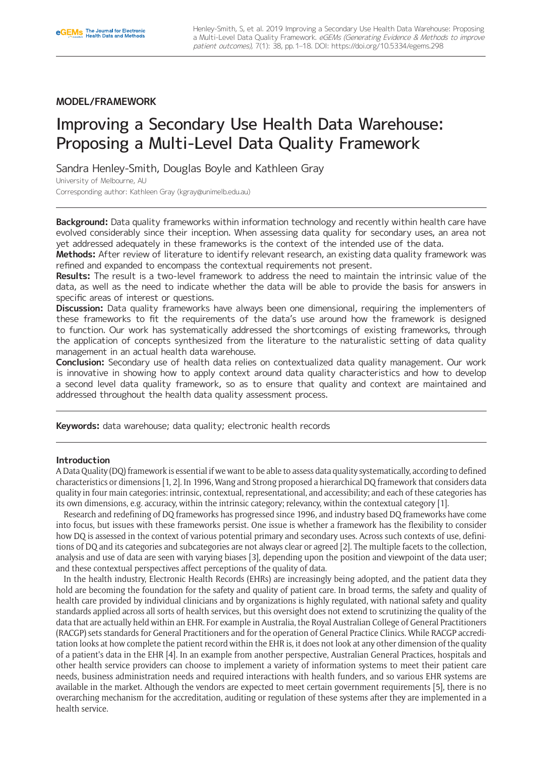MODEL/FRAMEWORK

# Improving a Secondary Use Health Data Warehouse: Proposing a Multi-Level Data Quality Framework

Sandra Henley-Smith, Douglas Boyle and Kathleen Gray

University of Melbourne, AU

Corresponding author: Kathleen Gray (kgray@unimelb.edu.au)

**Background:** Data quality frameworks within information technology and recently within health care have evolved considerably since their inception. When assessing data quality for secondary uses, an area not yet addressed adequately in these frameworks is the context of the intended use of the data.

**Methods:** After review of literature to identify relevant research, an existing data quality framework was refined and expanded to encompass the contextual requirements not present.

**Results:** The result is a two-level framework to address the need to maintain the intrinsic value of the data, as well as the need to indicate whether the data will be able to provide the basis for answers in specific areas of interest or questions.

**Discussion:** Data quality frameworks have always been one dimensional, requiring the implementers of these frameworks to fit the requirements of the data's use around how the framework is designed to function. Our work has systematically addressed the shortcomings of existing frameworks, through the application of concepts synthesized from the literature to the naturalistic setting of data quality management in an actual health data warehouse.

**Conclusion:** Secondary use of health data relies on contextualized data quality management. Our work is innovative in showing how to apply context around data quality characteristics and how to develop a second level data quality framework, so as to ensure that quality and context are maintained and addressed throughout the health data quality assessment process.

**Keywords:** data warehouse; data quality; electronic health records

## Introduction

A Data Quality (DQ) framework is essential if we want to be able to assess data quality systematically, according to defined characteristics or dimensions [1, 2]. In 1996, Wang and Strong proposed a hierarchical DQ framework that considers data quality in four main categories: intrinsic, contextual, representational, and accessibility; and each of these categories has its own dimensions, e.g. accuracy, within the intrinsic category; relevancy, within the contextual category [1].

Research and redefining of DQ frameworks has progressed since 1996, and industry based DQ frameworks have come into focus, but issues with these frameworks persist. One issue is whether a framework has the flexibility to consider how DQ is assessed in the context of various potential primary and secondary uses. Across such contexts of use, definitions of DQ and its categories and subcategories are not always clear or agreed [2]. The multiple facets to the collection, analysis and use of data are seen with varying biases [3], depending upon the position and viewpoint of the data user; and these contextual perspectives affect perceptions of the quality of data.

In the health industry, Electronic Health Records (EHRs) are increasingly being adopted, and the patient data they hold are becoming the foundation for the safety and quality of patient care. In broad terms, the safety and quality of health care provided by individual clinicians and by organizations is highly regulated, with national safety and quality standards applied across all sorts of health services, but this oversight does not extend to scrutinizing the quality of the data that are actually held within an EHR. For example in Australia, the Royal Australian College of General Practitioners (RACGP) sets standards for General Practitioners and for the operation of General Practice Clinics. While RACGP accreditation looks at how complete the patient record within the EHR is, it does not look at any other dimension of the quality of a patient's data in the EHR [4]. In an example from another perspective, Australian General Practices, hospitals and other health service providers can choose to implement a variety of information systems to meet their patient care needs, business administration needs and required interactions with health funders, and so various EHR systems are available in the market. Although the vendors are expected to meet certain government requirements [5], there is no overarching mechanism for the accreditation, auditing or regulation of these systems after they are implemented in a health service.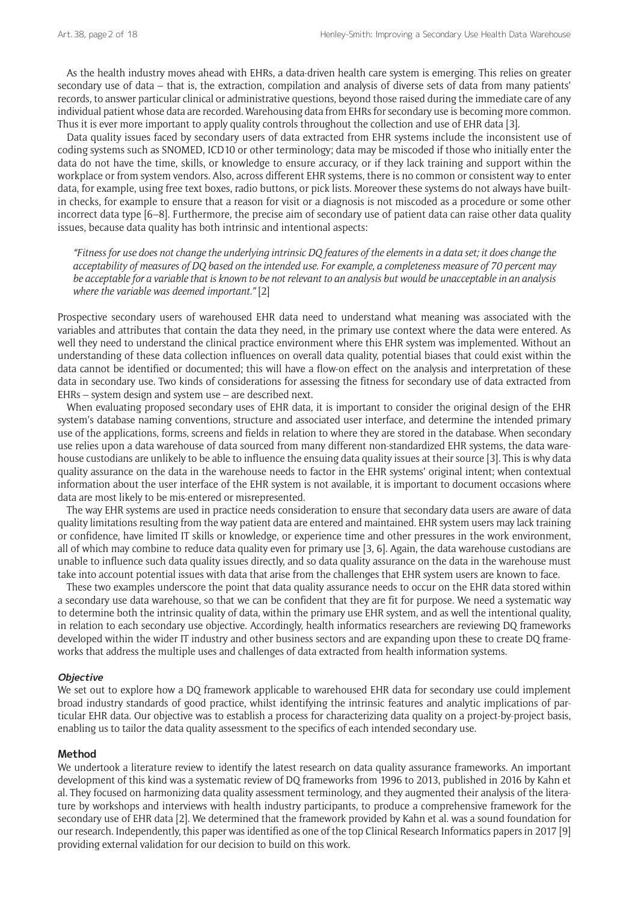As the health industry moves ahead with EHRs, a data-driven health care system is emerging. This relies on greater secondary use of data – that is, the extraction, compilation and analysis of diverse sets of data from many patients' records, to answer particular clinical or administrative questions, beyond those raised during the immediate care of any individual patient whose data are recorded. Warehousing data from EHRs for secondary use is becoming more common. Thus it is ever more important to apply quality controls throughout the collection and use of EHR data [3].

Data quality issues faced by secondary users of data extracted from EHR systems include the inconsistent use of coding systems such as SNOMED, ICD10 or other terminology; data may be miscoded if those who initially enter the data do not have the time, skills, or knowledge to ensure accuracy, or if they lack training and support within the workplace or from system vendors. Also, across different EHR systems, there is no common or consistent way to enter data, for example, using free text boxes, radio buttons, or pick lists. Moreover these systems do not always have built-in checks, for example to ensure that a reason for visit or a diagnosis is not miscoded as a procedure or some other incorrect data type [6–8]. Furthermore, the precise aim of secondary use of patient data can raise other data quality issues, because data quality has both intrinsic and intentional aspects:

> *"Fitness for use does not change the underlying intrinsic DQ features of the elements in a data set; it does change the acceptability of measures of DQ based on the intended use. For example, a completeness measure of 70 percent may be acceptable for a variable that is known to be not relevant to an analysis but would be unacceptable in an analysis where the variable was deemed important."* [2]

Prospective secondary users of warehoused EHR data need to understand what meaning was associated with the variables and attributes that contain the data they need, in the primary use context where the data were entered. As well they need to understand the clinical practice environment where this EHR system was implemented. Without an understanding of these data collection influences on overall data quality, potential biases that could exist within the data cannot be identified or documented; this will have a flow-on effect on the analysis and interpretation of these data in secondary use. Two kinds of considerations for assessing the fitness for secondary use of data extracted from EHRs – system design and system use – are described next.

When evaluating proposed secondary uses of EHR data, it is important to consider the original design of the EHR system's database naming conventions, structure and associated user interface, and determine the intended primary use of the applications, forms, screens and fields in relation to where they are stored in the database. When secondary use relies upon a data warehouse of data sourced from many different non-standardized EHR systems, the data warehouse custodians are unlikely to be able to influence the ensuing data quality issues at their source [3]. This is why data quality assurance on the data in the warehouse needs to factor in the EHR systems' original intent; when contextual information about the user interface of the EHR system is not available, it is important to document occasions where data are most likely to be mis-entered or misrepresented.

The way EHR systems are used in practice needs consideration to ensure that secondary data users are aware of data quality limitations resulting from the way patient data are entered and maintained. EHR system users may lack training or confidence, have limited IT skills or knowledge, or experience time and other pressures in the work environment, all of which may combine to reduce data quality even for primary use [3, 6]. Again, the data warehouse custodians are unable to influence such data quality issues directly, and so data quality assurance on the data in the warehouse must take into account potential issues with data that arise from the challenges that EHR system users are known to face.

These two examples underscore the point that data quality assurance needs to occur on the EHR data stored within a secondary use data warehouse, so that we can be confident that they are fit for purpose. We need a systematic way to determine both the intrinsic quality of data, within the primary use EHR system, and as well the intentional quality, in relation to each secondary use objective. Accordingly, health informatics researchers are reviewing DQ frameworks developed within the wider IT industry and other business sectors and are expanding upon these to create DQ frameworks that address the multiple uses and challenges of data extracted from health information systems.

### *Objective*

We set out to explore how a DQ framework applicable to warehoused EHR data for secondary use could implement broad industry standards of good practice, whilst identifying the intrinsic features and analytic implications of particular EHR data. Our objective was to establish a process for characterizing data quality on a project-by-project basis, enabling us to tailor the data quality assessment to the specifics of each intended secondary use.

## Method

We undertook a literature review to identify the latest research on data quality assurance frameworks. An important development of this kind was a systematic review of DQ frameworks from 1996 to 2013, published in 2016 by Kahn et al. They focused on harmonizing data quality assessment terminology, and they augmented their analysis of the literature by workshops and interviews with health industry participants, to produce a comprehensive framework for the secondary use of EHR data [2]. We determined that the framework provided by Kahn et al. was a sound foundation for our research. Independently, this paper was identified as one of the top Clinical Research Informatics papers in 2017 [9] providing external validation for our decision to build on this work.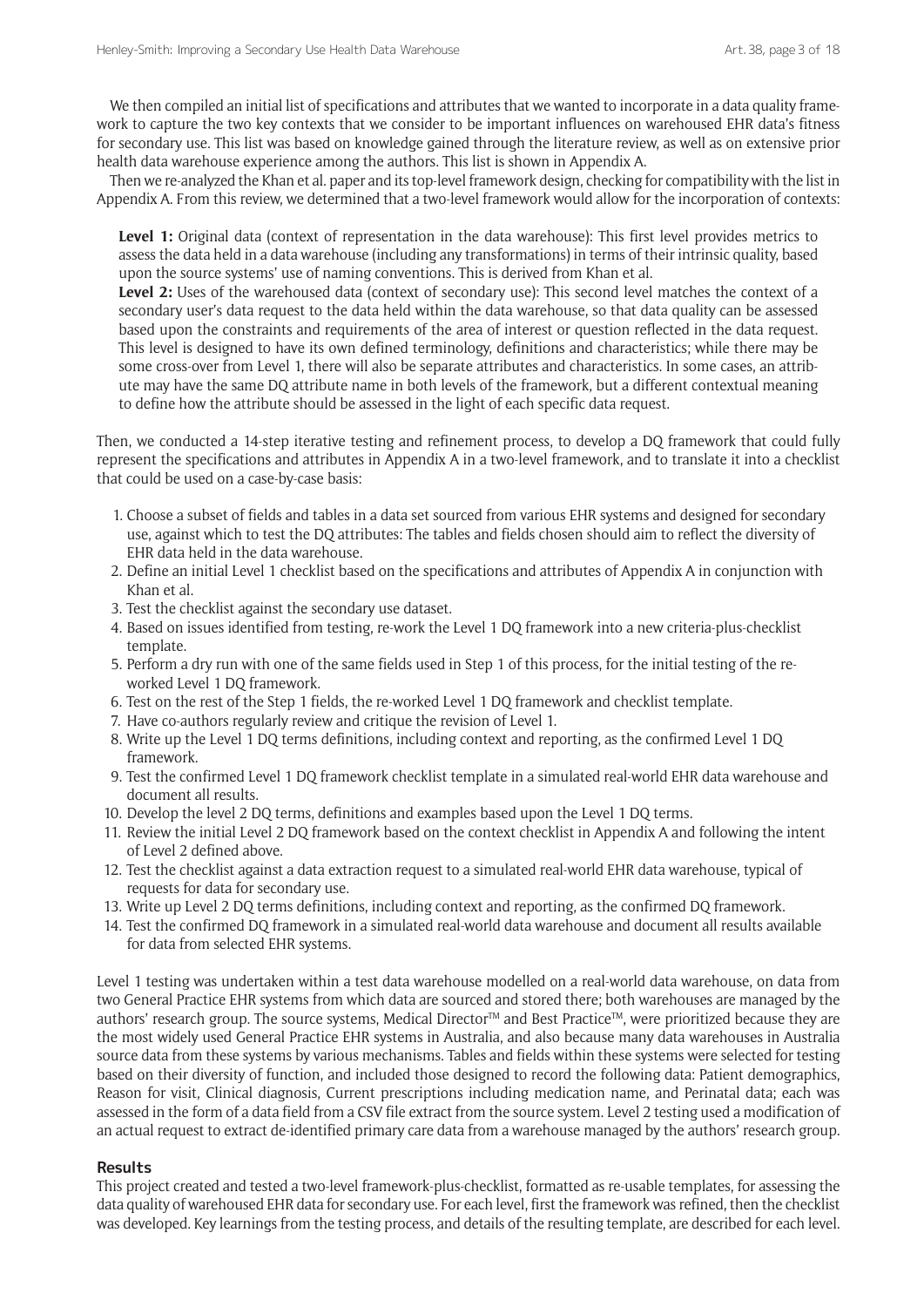We then compiled an initial list of specifications and attributes that we wanted to incorporate in a data quality framework to capture the two key contexts that we consider to be important influences on warehoused EHR data's fitness for secondary use. This list was based on knowledge gained through the literature review, as well as on extensive prior health data warehouse experience among the authors. This list is shown in Appendix A.

Then we re-analyzed the Khan et al. paper and its top-level framework design, checking for compatibility with the list in Appendix A. From this review, we determined that a two-level framework would allow for the incorporation of contexts:

> **Level 1:** Original data (context of representation in the data warehouse): This first level provides metrics to assess the data held in a data warehouse (including any transformations) in terms of their intrinsic quality, based upon the source systems' use of naming conventions. This is derived from Khan et al.
>
> **Level 2:** Uses of the warehoused data (context of secondary use): This second level matches the context of a secondary user's data request to the data held within the data warehouse, so that data quality can be assessed based upon the constraints and requirements of the area of interest or question reflected in the data request. This level is designed to have its own defined terminology, definitions and characteristics; while there may be some cross-over from Level 1, there will also be separate attributes and characteristics. In some cases, an attribute may have the same DQ attribute name in both levels of the framework, but a different contextual meaning to define how the attribute should be assessed in the light of each specific data request.

Then, we conducted a 14-step iterative testing and refinement process, to develop a DQ framework that could fully represent the specifications and attributes in Appendix A in a two-level framework, and to translate it into a checklist that could be used on a case-by-case basis:

1. Choose a subset of fields and tables in a data set sourced from various EHR systems and designed for secondary use, against which to test the DQ attributes: The tables and fields chosen should aim to reflect the diversity of EHR data held in the data warehouse.
2. Define an initial Level 1 checklist based on the specifications and attributes of Appendix A in conjunction with Khan et al.
3. Test the checklist against the secondary use dataset.
4. Based on issues identified from testing, re-work the Level 1 DQ framework into a new criteria-plus-checklist template.
5. Perform a dry run with one of the same fields used in Step 1 of this process, for the initial testing of the re-worked Level 1 DQ framework.
6. Test on the rest of the Step 1 fields, the re-worked Level 1 DQ framework and checklist template.
7. Have co-authors regularly review and critique the revision of Level 1.
8. Write up the Level 1 DQ terms definitions, including context and reporting, as the confirmed Level 1 DQ framework.
9. Test the confirmed Level 1 DQ framework checklist template in a simulated real-world EHR data warehouse and document all results.
10. Develop the level 2 DQ terms, definitions and examples based upon the Level 1 DQ terms.
11. Review the initial Level 2 DQ framework based on the context checklist in Appendix A and following the intent of Level 2 defined above.
12. Test the checklist against a data extraction request to a simulated real-world EHR data warehouse, typical of requests for data for secondary use.
13. Write up Level 2 DQ terms definitions, including context and reporting, as the confirmed DQ framework.
14. Test the confirmed DQ framework in a simulated real-world data warehouse and document all results available for data from selected EHR systems.

Level 1 testing was undertaken within a test data warehouse modelled on a real-world data warehouse, on data from two General Practice EHR systems from which data are sourced and stored there; both warehouses are managed by the authors' research group. The source systems, Medical Director™ and Best Practice™, were prioritized because they are the most widely used General Practice EHR systems in Australia, and also because many data warehouses in Australia source data from these systems by various mechanisms. Tables and fields within these systems were selected for testing based on their diversity of function, and included those designed to record the following data: Patient demographics, Reason for visit, Clinical diagnosis, Current prescriptions including medication name, and Perinatal data; each was assessed in the form of a data field from a CSV file extract from the source system. Level 2 testing used a modification of an actual request to extract de-identified primary care data from a warehouse managed by the authors' research group.

## Results

This project created and tested a two-level framework-plus-checklist, formatted as re-usable templates, for assessing the data quality of warehoused EHR data for secondary use. For each level, first the framework was refined, then the checklist was developed. Key learnings from the testing process, and details of the resulting template, are described for each level.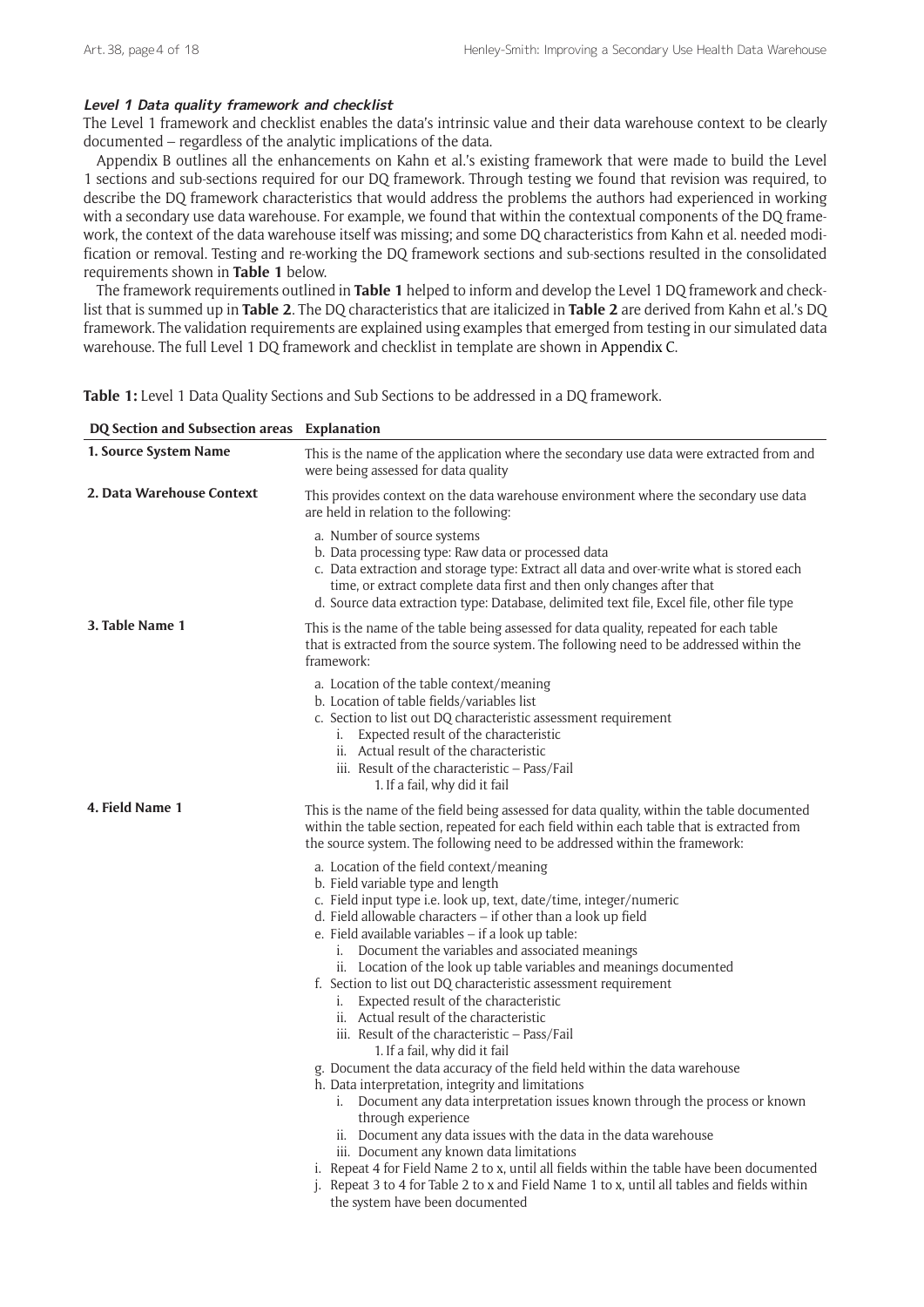#### *Level 1 Data quality framework and checklist*

The Level 1 framework and checklist enables the data's intrinsic value and their data warehouse context to be clearly documented – regardless of the analytic implications of the data.

Appendix B outlines all the enhancements on Kahn et al.'s existing framework that were made to build the Level 1 sections and sub-sections required for our DQ framework. Through testing we found that revision was required, to describe the DQ framework characteristics that would address the problems the authors had experienced in working with a secondary use data warehouse. For example, we found that within the contextual components of the DQ framework, the context of the data warehouse itself was missing; and some DQ characteristics from Kahn et al. needed modification or removal. Testing and re-working the DQ framework sections and sub-sections resulted in the consolidated requirements shown in **Table 1** below.

The framework requirements outlined in **Table 1** helped to inform and develop the Level 1 DQ framework and checklist that is summed up in **Table 2**. The DQ characteristics that are italicized in **Table 2** are derived from Kahn et al.'s DQ framework. The validation requirements are explained using examples that emerged from testing in our simulated data warehouse. The full Level 1 DQ framework and checklist in template are shown in Appendix C.

**Table 1:** Level 1 Data Quality Sections and Sub Sections to be addressed in a DQ framework.

| DQ Section and Subsection areas | Explanation |
|---|---|
| **1. Source System Name** | This is the name of the application where the secondary use data were extracted from and were being assessed for data quality |
| **2. Data Warehouse Context** | This provides context on the data warehouse environment where the secondary use data are held in relation to the following:<br>a. Number of source systems<br>b. Data processing type: Raw data or processed data<br>c. Data extraction and storage type: Extract all data and over-write what is stored each time, or extract complete data first and then only changes after that<br>d. Source data extraction type: Database, delimited text file, Excel file, other file type |
| **3. Table Name 1** | This is the name of the table being assessed for data quality, repeated for each table that is extracted from the source system. The following need to be addressed within the framework:<br>a. Location of the table context/meaning<br>b. Location of table fields/variables list<br>c. Section to list out DQ characteristic assessment requirement<br>i. Expected result of the characteristic<br>ii. Actual result of the characteristic<br>iii. Result of the characteristic – Pass/Fail<br>1. If a fail, why did it fail |
| **4. Field Name 1** | This is the name of the field being assessed for data quality, within the table documented within the table section, repeated for each field within each table that is extracted from the source system. The following need to be addressed within the framework:<br>a. Location of the field context/meaning<br>b. Field variable type and length<br>c. Field input type i.e. look up, text, date/time, integer/numeric<br>d. Field allowable characters – if other than a look up field<br>e. Field available variables – if a look up table:<br>i. Document the variables and associated meanings<br>ii. Location of the look up table variables and meanings documented<br>f. Section to list out DQ characteristic assessment requirement<br>i. Expected result of the characteristic<br>ii. Actual result of the characteristic<br>iii. Result of the characteristic – Pass/Fail<br>1. If a fail, why did it fail<br>g. Document the data accuracy of the field held within the data warehouse<br>h. Data interpretation, integrity and limitations<br>i. Document any data interpretation issues known through the process or known through experience<br>ii. Document any data issues with the data in the data warehouse<br>iii. Document any known data limitations<br>i. Repeat 4 for Field Name 2 to x, until all fields within the table have been documented<br>j. Repeat 3 to 4 for Table 2 to x and Field Name 1 to x, until all tables and fields within the system have been documented |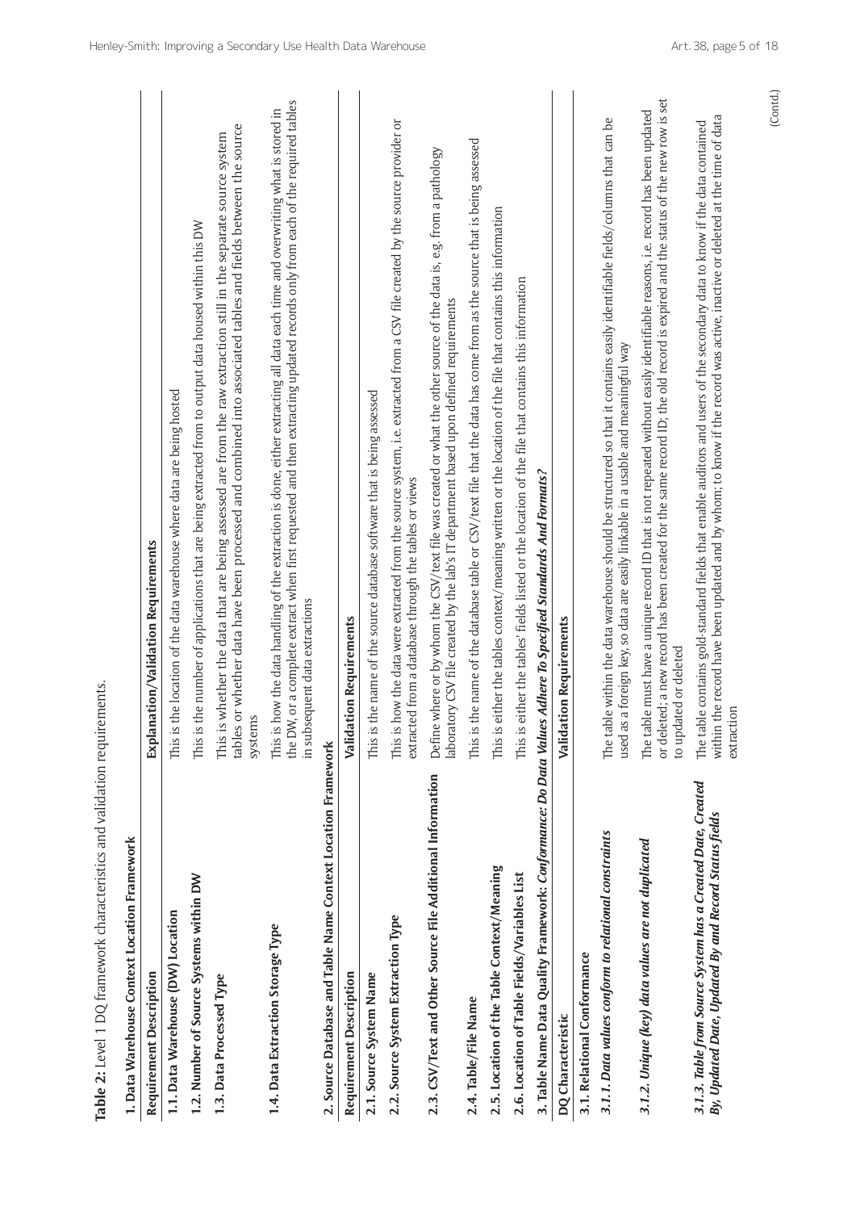**Table 2:** Level 1 DQ framework characteristics and validation requirements.

| **1. Data Warehouse Context Location Framework** | |
|---|---|
| **Requirement Description** | **Explanation/Validation Requirements** |
| **1.1. Data Warehouse (DW) Location** | This is the location of the data warehouse where data are being hosted |
| **1.2. Number of Source Systems within DW** | This is the number of applications that are being extracted from to output data housed within this DW |
| **1.3. Data Processed Type** | This is whether the data that are being assessed are from the raw extraction still in the separate source system tables or whether data have been processed and combined into associated tables and fields between the source systems |
| **1.4. Data Extraction Storage Type** | This is how the data handling of the extraction is done, either extracting all data each time and overwriting what is stored in the DW, or a complete extract when first requested and then extracting updated records only from each of the required tables in subsequent data extractions |
| **2. Source Database and Table Name Context Location Framework** | |
| **Requirement Description** | **Validation Requirements** |
| **2.1. Source System Name** | This is the name of the source database software that is being assessed |
| **2.2. Source System Extraction Type** | This is how the data were extracted from the source system, i.e. extracted from a CSV file created by the source provider or extracted from a database through the tables or views |
| **2.3. CSV/Text and Other Source File Additional Information** | Define where or by whom the CSV/text file was created or what the other source of the data is, e.g. from a pathology laboratory CSV file created by the lab's IT department based upon defined requirements |
| **2.4. Table/File Name** | This is the name of the database table or CSV/text file that the data has come from as the source that is being assessed |
| **2.5. Location of the Table Context/Meaning** | This is either the tables context/meaning written or the location of the file that contains this information |
| **2.6. Location of Table Fields/Variables List** | This is either the tables' fields listed or the location of the file that contains this information |
| **3. Table Name Data Quality Framework:** ***Conformance: Do Data Values Adhere To Specified Standards And Formats?*** | |
| **DQ Characteristic** | **Validation Requirements** |
| **3.1. Relational Conformance** | |
| ***3.1.1. Data values conform to relational constraints*** | The table within the data warehouse should be structured so that it contains easily identifiable fields/columns that can be used as a foreign key, so data are easily linkable in a usable and meaningful way |
| ***3.1.2. Unique (key) data values are not duplicated*** | The table must have a unique record ID that is not repeated without easily identifiable reasons, i.e. record has been updated or deleted; a new record has been created for the same record ID; the old record is expired and the status of the new row is set to updated or deleted |
| ***3.1.3. Table from Source System has a Created Date, Created By, Updated Date, Updated By and Record Status fields*** | The table contains gold-standard fields that enable auditors and users of the secondary data to know if the data contained within the record have been updated and by whom; to know if the record was active, inactive or deleted at the time of data extraction |

(Contd.)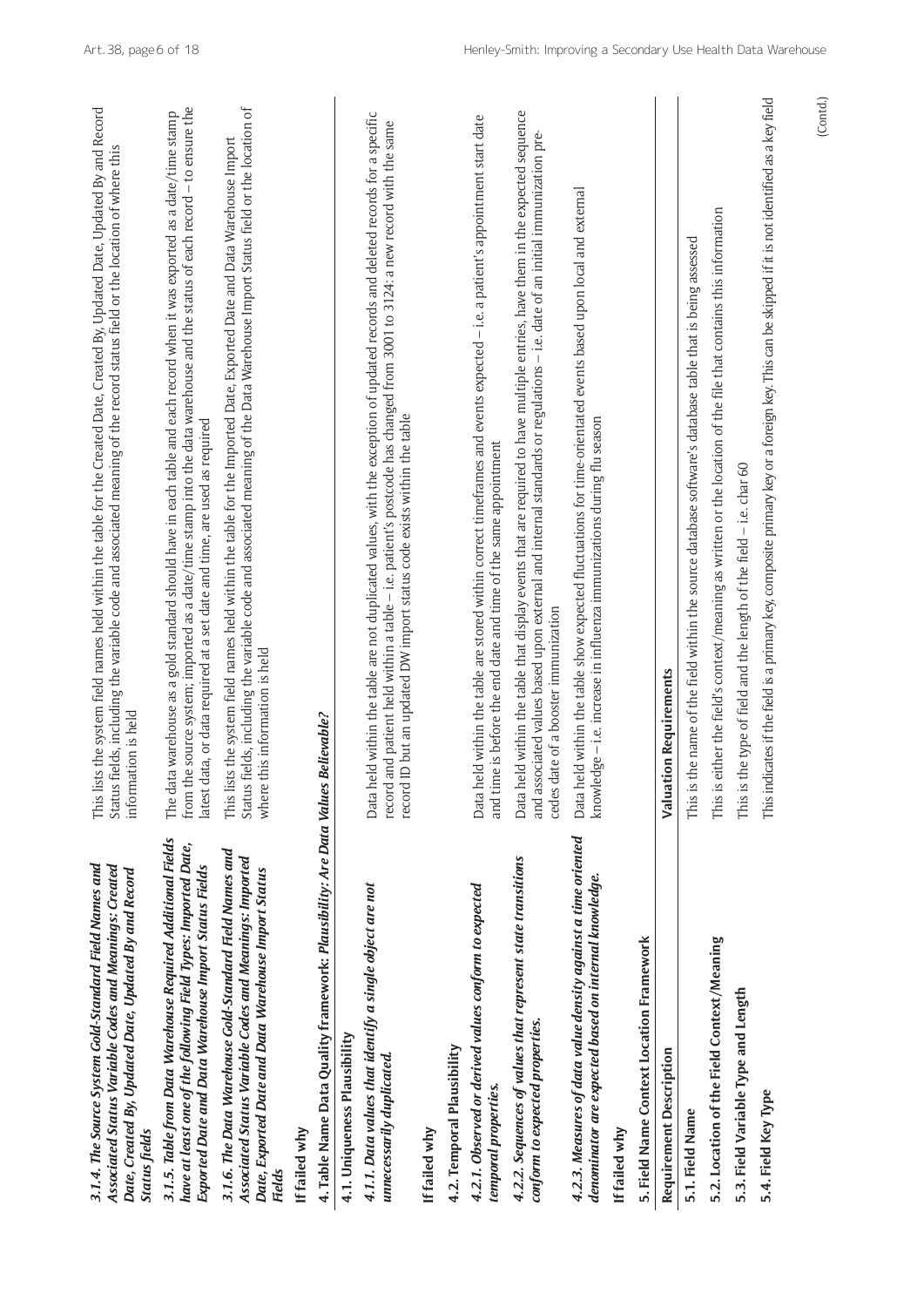| | |
|---|---|
| ***3.1.4. The Source System Gold-Standard Field Names and Associated Status Variable Codes and Meanings: Created Date, Created By, Updated Date, Updated By and Record Status fields*** | This lists the system field names held within the table for the Created Date, Created By, Updated Date, Updated By and Record Status fields, including the variable code and associated meaning of the record status field or the location of where this information is held |
| ***3.1.5. Table from Data Warehouse Required Additional Fields have at least one of the following Field Types: Imported Date, Exported Date and Data Warehouse Import Status Fields*** | The data warehouse as a gold standard should have in each table and each record when it was exported as a date/time stamp from the source system; imported as a date/time stamp into the data warehouse and the status of each record – to ensure the latest data, or data required at a set date and time, are used as required |
| ***3.1.6. The Data Warehouse Gold-Standard Field Names and Associated Status Variable Codes and Meanings: Imported Date, Exported Date and Data Warehouse Import Status Fields*** | This lists the system field names held within the table for the Imported Date, Exported Date and Data Warehouse Import Status fields, including the variable code and associated meaning of the Data Warehouse Import Status field or the location of where this information is held |
| **If failed why** | |
| **4. Table Name Data Quality framework: *Plausibility: Are Data Values Believable?*** | |
| **4.1. Uniqueness Plausibility** | |
| ***4.1.1. Data values that identify a single object are not unnecessarily duplicated.*** | Data held within the table are not duplicated values, with the exception of updated records and deleted records for a specific record and patient held within a table – i.e. patient's postcode has changed from 3001 to 3124: a new record with the same record ID but an updated DW import status code exists within the table |
| **If failed why** | |
| **4.2. Temporal Plausibility** | |
| ***4.2.1. Observed or derived values conform to expected temporal properties.*** | Data held within the table are stored within correct timeframes and events expected – i.e. a patient's appointment start date and time is before the end date and time of the same appointment |
| ***4.2.2. Sequences of values that represent state transitions conform to expected properties.*** | Data held within the table that display events that are required to have multiple entries, have them in the expected sequence and associated values based upon external and internal standards or regulations – i.e. date of an initial immunization precedes date of a booster immunization |
| ***4.2.3. Measures of data value density against a time oriented denominator are expected based on internal knowledge.*** | Data held within the table show expected fluctuations for time-orientated events based upon local and external knowledge – i.e. increase in influenza immunizations during flu season |
| **If failed why** | |
| **5. Field Name Context Location Framework** | |
| **Requirement Description** | **Valuation Requirements** |
| **5.1. Field Name** | This is the name of the field within the source database software's database table that is being assessed |
| **5.2. Location of the Field Context/Meaning** | This is either the field's context/meaning as written or the location of the file that contains this information |
| **5.3. Field Variable Type and Length** | This is the type of field and the length of the field – i.e. char 60 |
| **5.4. Field Key Type** | This indicates if the field is a primary key, composite primary key or a foreign key. This can be skipped if it is not identified as a key field |

(Contd.)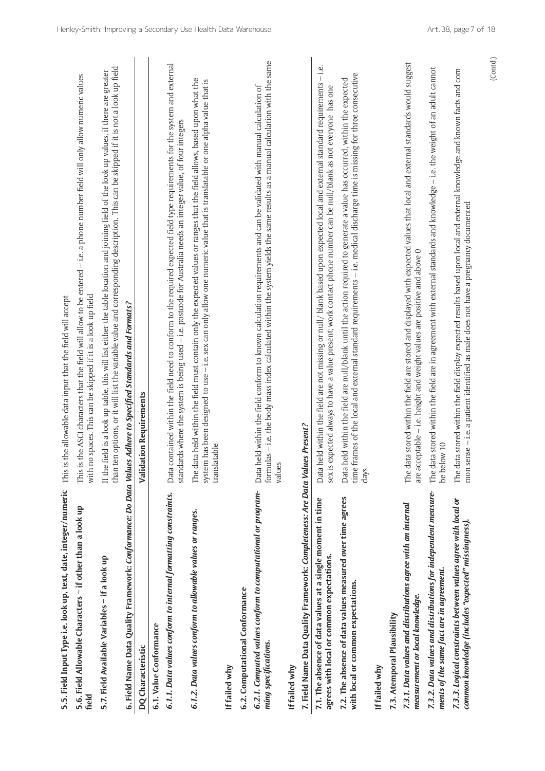| | |
|---|---|
| **5.5. Field Input Type i.e. look up, text, date, integer/numeric** | This is the allowable data input that the field will accept |
| **5.6. Field Allowable Characters – if other than a look up field** | This is the ASCI characters that the field will allow to be entered – i.e. a phone number field will only allow numeric values with no spaces. This can be skipped if it is a look up field |
| **5.7. Field Available Variables – if a look up** | If the field is a look up table, this will list either the table location and joining field of the look up values, if there are greater than ten options, or it will list the variable value and corresponding description. This can be skipped if it is not a look up field |
| **6. Field Name Data Quality Framework: *Conformance: Do Data Values Adhere to Specified Standards and Formats?*** | |
| **DQ Characteristic** | **Validation Requirements** |
| **6.1. Value Conformance** | |
| ***6.1.1. Data values conform to internal formatting constraints.*** | Data contained within the field need to conform to the required expected field type requirements for the system and external standards where the system is being used – i.e. postcode for Australia needs an integer value, of four integers |
| ***6.1.2. Data values conform to allowable values or ranges.*** | The data held within the field must contain only the expected values or ranges that the field allows, based upon what the system has been designed to use – i.e. sex can only allow one numeric value that is translatable or one alpha value that is translatable |
| **If failed why** | |
| **6.2. Computational Conformance** | |
| ***6.2.1. Computed values conform to computational or programming specifications.*** | Data held within the field conform to known calculation requirements and can be validated with manual calculation of formulas – i.e. the body mass index calculated within the system yields the same results as a manual calculation with the same values |
| **If failed why** | |
| **7. Field Name Data Quality Framework: *Completeness: Are Data Values Present?*** | |
| **7.1. The absence of data values at a single moment in time agrees with local or common expectations.** | Data held within the field are not missing or null/ blank based upon expected local and external standard requirements – i.e. sex is expected always to have a value present; work contact phone number can be null/blank as not everyone has one |
| **7.2. The absence of data values measured over time agrees with local or common expectations.** | Data held within the field are null/blank until the action required to generate a value has occurred, within the expected time frames of the local and external standard requirements – i.e. medical discharge time is missing for three consecutive days |
| **If failed why** | |
| **7.3. Atemporal Plausibility** | |
| ***7.3.1. Data values and distributions agree with an internal measurement or local knowledge.*** | The data stored within the field are stored and displayed with expected values that local and external standards would suggest are acceptable – i.e. height and weight values are positive and above 0 |
| ***7.3.2. Data values and distributions for independent measurements of the same fact are in agreement.*** | The data stored within the field are in agreement with external standards and knowledge – i.e. the weight of an adult cannot be below 10 |
| ***7.3.3. Logical constraints between values agree with local or common knowledge (includes "expected" missingness).*** | The data stored within the field display expected results based upon local and external knowledge and known facts and common sense – i.e. a patient identified as male does not have a pregnancy documented |

(Contd.)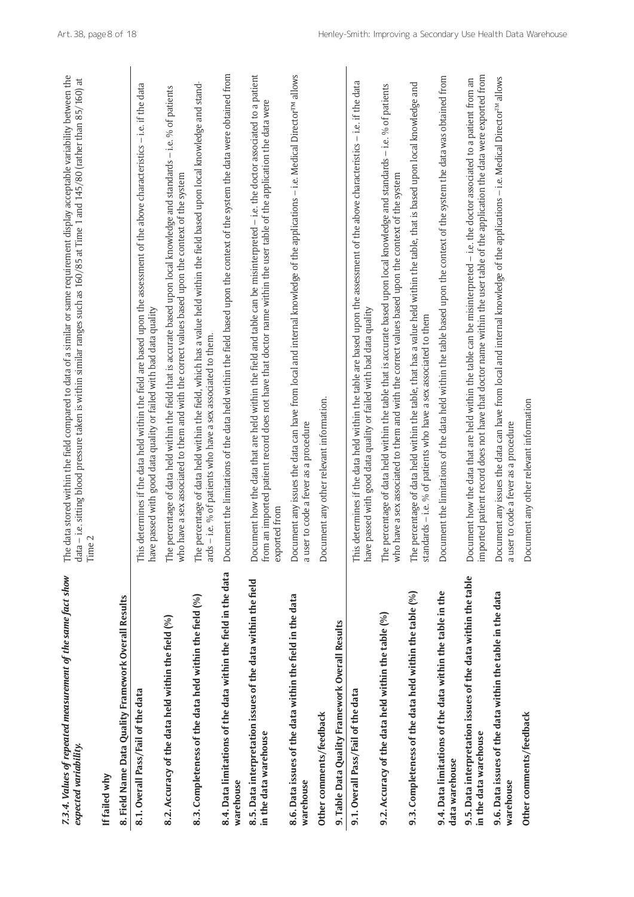| | |
|---|---|
| ***7.3.4. Values of repeated measurement of the same fact show expected variability.*** | The data stored within the field compared to data of a similar or same requirement display acceptable variability between the data – i.e. sitting blood pressure taken is within similar ranges such as 160/85 at Time 1 and 145/80 (rather than 85/160) at Time 2 |
| **If failed why** | |
| **8. Field Name Data Quality Framework Overall Results** | |
| **8.1. Overall Pass/Fail of the data** | This determines if the data held within the field are based upon the assessment of the above characteristics – i.e. if the data have passed with good data quality or failed with bad data quality |
| **8.2. Accuracy of the data held within the field (%)** | The percentage of data held within the field that is accurate based upon local knowledge and standards – i.e. % of patients who have a sex associated to them and with the correct values based upon the context of the system |
| **8.3. Completeness of the data held within the field (%)** | The percentage of data held within the field, which has a value held within the field based upon local knowledge and standards – i.e. % of patients who have a sex associated to them. |
| **8.4. Data limitations of the data within the field in the data warehouse** | Document the limitations of the data held within the field based upon the context of the system the data were obtained from |
| **8.5. Data interpretation issues of the data within the field in the data warehouse** | Document how the data that are held within the field and table can be misinterpreted – i.e. the doctor associated to a patient from an imported patient record does not have that doctor name within the user table of the application the data were exported from |
| **8.6. Data issues of the data within the field in the data warehouse** | Document any issues the data can have from local and internal knowledge of the applications – i.e. Medical Director™ allows a user to code a fever as a procedure |
| **Other comments/feedback** | Document any other relevant information. |
| **9. Table Data Quality Framework Overall Results** | |
| **9.1. Overall Pass/Fail of the data** | This determines if the data held within the table are based upon the assessment of the above characteristics – i.e. if the data have passed with good data quality or failed with bad data quality |
| **9.2. Accuracy of the data held within the table (%)** | The percentage of data held within the table that is accurate based upon local knowledge and standards – i.e. % of patients who have a sex associated to them and with the correct values based upon the context of the system |
| **9.3. Completeness of the data held within the table (%)** | The percentage of data held within the table, that has a value held within the table, that is based upon local knowledge and standards – i.e. % of patients who have a sex associated to them |
| **9.4. Data limitations of the data within the table in the data warehouse** | Document the limitations of the data held within the table based upon the context of the system the data was obtained from |
| **9.5. Data interpretation issues of the data within the table in the data warehouse** | Document how the data that are held within the table can be misinterpreted – i.e. the doctor associated to a patient from an imported patient record does not have that doctor name within the user table of the application the data were exported from |
| **9.6. Data issues of the data within the table in the data warehouse** | Document any issues the data can have from local and internal knowledge of the applications – i.e. Medical Director™ allows a user to code a fever as a procedure |
| **Other comments/feedback** | Document any other relevant information |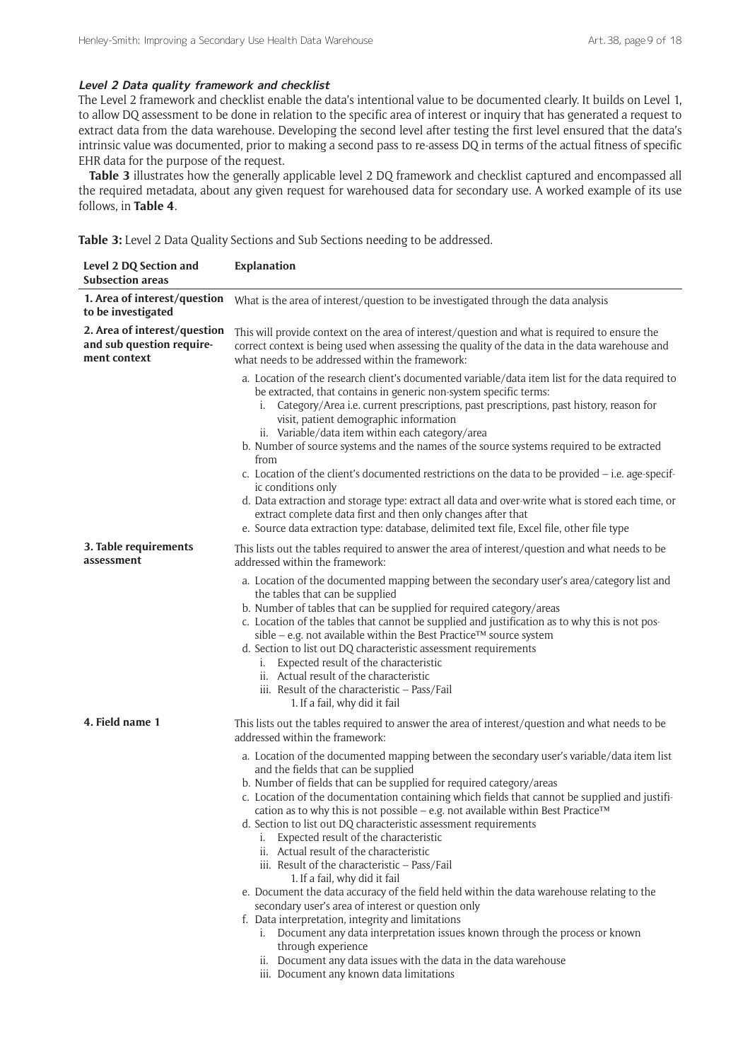### *Level 2 Data quality framework and checklist*

The Level 2 framework and checklist enable the data's intentional value to be documented clearly. It builds on Level 1, to allow DQ assessment to be done in relation to the specific area of interest or inquiry that has generated a request to extract data from the data warehouse. Developing the second level after testing the first level ensured that the data's intrinsic value was documented, prior to making a second pass to re-assess DQ in terms of the actual fitness of specific EHR data for the purpose of the request.

**Table 3** illustrates how the generally applicable level 2 DQ framework and checklist captured and encompassed all the required metadata, about any given request for warehoused data for secondary use. A worked example of its use follows, in **Table 4**.

**Table 3:** Level 2 Data Quality Sections and Sub Sections needing to be addressed.

| Level 2 DQ Section and Subsection areas | Explanation |
|---|---|
| **1. Area of interest/question to be investigated** | What is the area of interest/question to be investigated through the data analysis |
| **2. Area of interest/question and sub question requirement context** | This will provide context on the area of interest/question and what is required to ensure the correct context is being used when assessing the quality of the data in the data warehouse and what needs to be addressed within the framework:<br>a. Location of the research client's documented variable/data item list for the data required to be extracted, that contains in generic non-system specific terms:<br>i. Category/Area i.e. current prescriptions, past prescriptions, past history, reason for visit, patient demographic information<br>ii. Variable/data item within each category/area<br>b. Number of source systems and the names of the source systems required to be extracted from<br>c. Location of the client's documented restrictions on the data to be provided – i.e. age-specific conditions only<br>d. Data extraction and storage type: extract all data and over-write what is stored each time, or extract complete data first and then only changes after that<br>e. Source data extraction type: database, delimited text file, Excel file, other file type |
| **3. Table requirements assessment** | This lists out the tables required to answer the area of interest/question and what needs to be addressed within the framework:<br>a. Location of the documented mapping between the secondary user's area/category list and the tables that can be supplied<br>b. Number of tables that can be supplied for required category/areas<br>c. Location of the tables that cannot be supplied and justification as to why this is not possible – e.g. not available within the Best Practice™ source system<br>d. Section to list out DQ characteristic assessment requirements<br>i. Expected result of the characteristic<br>ii. Actual result of the characteristic<br>iii. Result of the characteristic – Pass/Fail<br>1. If a fail, why did it fail |
| **4. Field name 1** | This lists out the tables required to answer the area of interest/question and what needs to be addressed within the framework:<br>a. Location of the documented mapping between the secondary user's variable/data item list and the fields that can be supplied<br>b. Number of fields that can be supplied for required category/areas<br>c. Location of the documentation containing which fields that cannot be supplied and justification as to why this is not possible – e.g. not available within Best Practice™<br>d. Section to list out DQ characteristic assessment requirements<br>i. Expected result of the characteristic<br>ii. Actual result of the characteristic<br>iii. Result of the characteristic – Pass/Fail<br>1. If a fail, why did it fail<br>e. Document the data accuracy of the field held within the data warehouse relating to the secondary user's area of interest or question only<br>f. Data interpretation, integrity and limitations<br>i. Document any data interpretation issues known through the process or known through experience<br>ii. Document any data issues with the data in the data warehouse<br>iii. Document any known data limitations |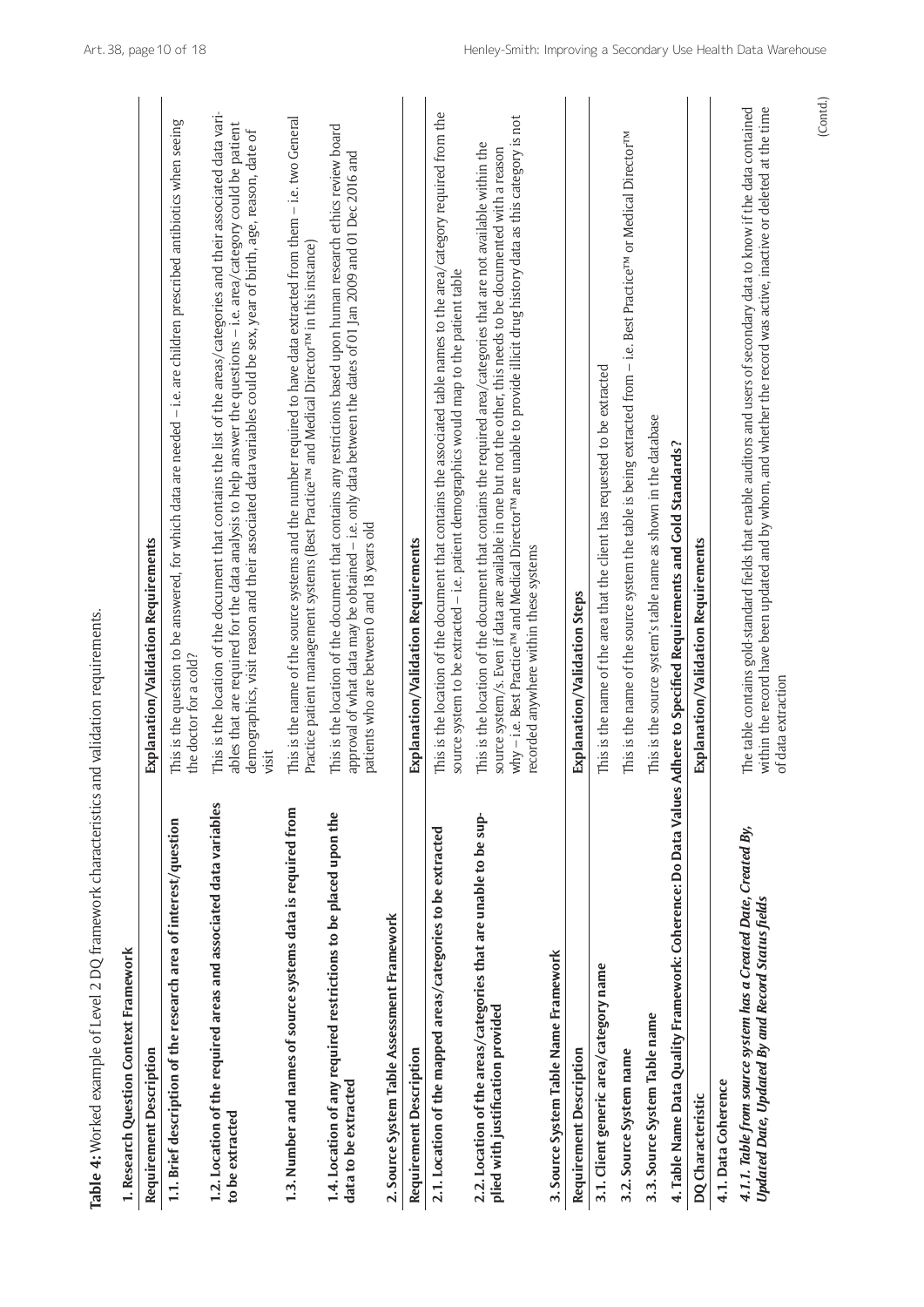**Table 4:** Worked example of Level 2 DQ framework characteristics and validation requirements.

| **1. Research Question Context Framework** | |
|---|---|
| **Requirement Description** | **Explanation/Validation Requirements** |
| **1.1. Brief description of the research area of interest/question** | This is the question to be answered, for which data are needed – i.e. are children prescribed antibiotics when seeing the doctor for a cold? |
| **1.2. Location of the required areas and associated data variables to be extracted** | This is the location of the document that contains the list of the areas/categories and their associated data variables that are required for the data analysis to help answer the questions – i.e. area/category could be patient demographics, visit reason and their associated data variables could be sex, year of birth, age, reason, date of visit |
| **1.3. Number and names of source systems data is required from** | This is the name of the source systems and the number required to have data extracted from them – i.e. two General Practice patient management systems (Best Practice™ and Medical Director™ in this instance) |
| **1.4. Location of any required restrictions to be placed upon the data to be extracted** | This is the location of the document that contains any restrictions based upon human research ethics review board approval of what data may be obtained – i.e. only data between the dates of 01 Jan 2009 and 01 Dec 2016 and patients who are between 0 and 18 years old |
| **2. Source System Table Assessment Framework** | |
| **Requirement Description** | **Explanation/Validation Requirements** |
| **2.1. Location of the mapped areas/categories to be extracted** | This is the location of the document that contains the associated table names to the area/category required from the source system to be extracted – i.e. patient demographics would map to the patient table |
| **2.2. Location of the areas/categories that are unable to be supplied with justification provided** | This is the location of the document that contains the required area/categories that are not available within the source system/s. Even if data are available in one but not the other, this needs to be documented with a reason why – i.e. Best Practice™ and Medical Director™ are unable to provide illicit drug history data as this category is not recorded anywhere within these systems |
| **3. Source System Table Name Framework** | |
| **Requirement Description** | **Explanation/Validation Steps** |
| **3.1. Client generic area/category name** | This is the name of the area that the client has requested to be extracted |
| **3.2. Source System name** | This is the name of the source system the table is being extracted from – i.e. Best Practice™ or Medical Director™ |
| **3.3. Source System Table name** | This is the source system's table name as shown in the database |
| **4. Table Name Data Quality Framework: Coherence: Do Data Values Adhere to Specified Requirements and Gold Standards?** | |
| **DQ Characteristic** | **Explanation/Validation Requirements** |
| **4.1. Data Coherence** | |
| ***4.1.1. Table from source system has a Created Date, Created By, Updated Date, Updated By and Record Status fields*** | The table contains gold-standard fields that enable auditors and users of secondary data to know if the data contained within the record have been updated and by whom, and whether the record was active, inactive or deleted at the time of data extraction |

(Contd.)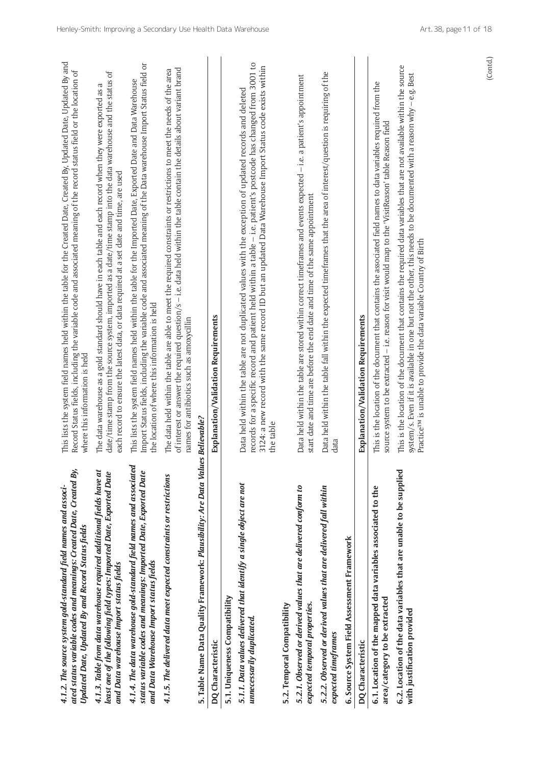| | |
|---|---|
| ***4.1.2. The source system gold-standard field names and associated status variable codes and meanings: Created Date, Created By, Updated Date, Updated By and Record Status fields*** | This lists the system field names held within the table for the Created Date, Created By, Updated Date, Updated By and Record Status fields, including the variable code and associated meaning of the record status field or the location of where this information is held |
| ***4.1.3. Table from data warehouse required additional fields have at least one of the following field types: Imported Date, Exported Date and Data warehouse Import status fields*** | The data warehouse as a gold standard should have in each table and each record when they were exported as a date/time stamp from the source system, imported as a date/time stamp into the data warehouse and the status of each record to ensure the latest data, or data required at a set date and time, are used |
| ***4.1.4. The data warehouse gold-standard field names and associated status variable codes and meanings: Imported Date, Exported Date and Data Warehouse Import status fields*** | This lists the system field names held within the table for the Imported Date, Exported Date and Data Warehouse Import Status fields, including the variable code and associated meaning of the Data warehouse Import Status field or the location of where this information is held |
| ***4.1.5. The delivered data meet expected constraints or restrictions*** | The data held within the table are able to meet the required constraints or restrictions to meet the needs of the area of interest or answer the required question/s – i.e. data held within the table contain the details about variant brand names for antibiotics such as amoxycillin |

**5. Table Name Data Quality Framework: *Plausibility: Are Data Values Believable?***

| DQ Characteristic | Explanation/Validation Requirements |
|---|---|
| **5.1. Uniqueness Compatibility** | |
| ***5.1.1. Data values delivered that identify a single object are not unnecessarily duplicated.*** | Data held within the table are not duplicated values with the exception of updated records and deleted records for a specific record and patient held within a table – i.e. patient's postcode has changed from 3001 to 3124: a new record with the same record ID but an updated Data Warehouse Import Status code exists within the table |
| **5.2. Temporal Compatibility** | |
| ***5.2.1. Observed or derived values that are delivered conform to expected temporal properties.*** | Data held within the table are stored within correct timeframes and events expected – i.e. a patient's appointment start date and time are before the end date and time of the same appointment |
| ***5.2.2. Observed or derived values that are delivered fall within expected timeframes*** | Data held within the table fall within the expected timeframes that the area of interest/question is requiring of the data |

**6. Source System Field Assessment Framework**

| DQ Characteristic | Explanation/Validation Requirements |
|---|---|
| **6.1. Location of the mapped data variables associated to the area/category to be extracted** | This is the location of the document that contains the associated field names to data variables required from the source system to be extracted – i.e. reason for visit would map to the 'VisitReason' table Reason field |
| **6.2. Location of the data variables that are unable to be supplied with justification provided** | This is the location of the document that contains the required data variables that are not available within the source system/s. Even if it is available in one but not the other, this needs to be documented with a reason why – e.g. Best Practice™ is unable to provide the data variable Country of Birth |

(Contd.)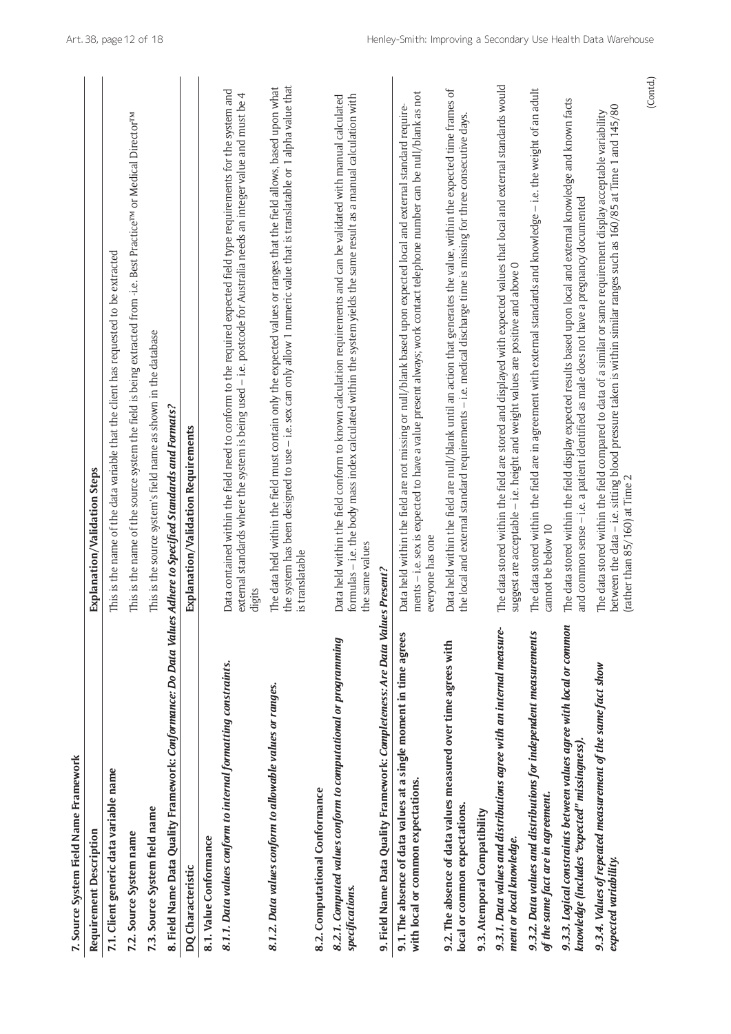**7. Source System Field Name Framework**

| Requirement Description | Explanation/Validation Steps |
|---|---|
| **7.1. Client generic data variable name** | This is the name of the data variable that the client has requested to be extracted |
| **7.2. Source System name** | This is the name of the source system the field is being extracted from -i.e. Best Practice™ or Medical Director™ |
| **7.3. Source System field name** | This is the source system's field name as shown in the database |
| **8. Field Name Data Quality Framework:** ***Conformance: Do Data Values Adhere to Specified Standards and Formats?*** | |
| **DQ Characteristic** | **Explanation/Validation Requirements** |
| **8.1. Value Conformance** | |
| ***8.1.1. Data values conform to internal formatting constraints.*** | Data contained within the field need to conform to the required expected field type requirements for the system and external standards where the system is being used – i.e. postcode for Australia needs an integer value and must be 4 digits |
| ***8.1.2. Data values conform to allowable values or ranges.*** | The data held within the field must contain only the expected values or ranges that the field allows, based upon what the system has been designed to use – i.e. sex can only allow 1 numeric value that is translatable or 1 alpha value that is translatable |
| **8.2. Computational Conformance** | |
| ***8.2.1. Computed values conform to computational or programming specifications.*** | Data held within the field conform to known calculation requirements and can be validated with manual calculated formulas – i.e. the body mass index calculated within the system yields the same result as a manual calculation with the same values |
| **9. Field Name Data Quality Framework:** ***Completeness: Are Data Values Present?*** | |
| **9.1. The absence of data values at a single moment in time agrees with local or common expectations.** | Data held within the field are not missing or null/blank based upon expected local and external standard requirements – i.e. sex is expected to have a value present always; work contact telephone number can be null/blank as not everyone has one |
| **9.2. The absence of data values measured over time agrees with local or common expectations.** | Data held within the field are null/blank until an action that generates the value, within the expected time frames of the local and external standard requirements – i.e. medical discharge time is missing for three consecutive days. |
| **9.3. Atemporal Compatibility** | |
| ***9.3.1. Data values and distributions agree with an internal measurement or local knowledge.*** | The data stored within the field are stored and displayed with expected values that local and external standards would suggest are acceptable – i.e. height and weight values are positive and above 0 |
| ***9.3.2. Data values and distributions for independent measurements of the same fact are in agreement.*** | The data stored within the field are in agreement with external standards and knowledge – i.e. the weight of an adult cannot be below 10 |
| ***9.3.3. Logical constraints between values agree with local or common knowledge (includes "expected" missingness).*** | The data stored within the field display expected results based upon local and external knowledge and known facts and common sense – i.e. a patient identified as male does not have a pregnancy documented |
| ***9.3.4. Values of repeated measurement of the same fact show expected variability.*** | The data stored within the field compared to data of a similar or same requirement display acceptable variability between the data – i.e. sitting blood pressure taken is within similar ranges such as 160/85 at Time 1 and 145/80 (rather than 85/160) at Time 2 |

(Contd.)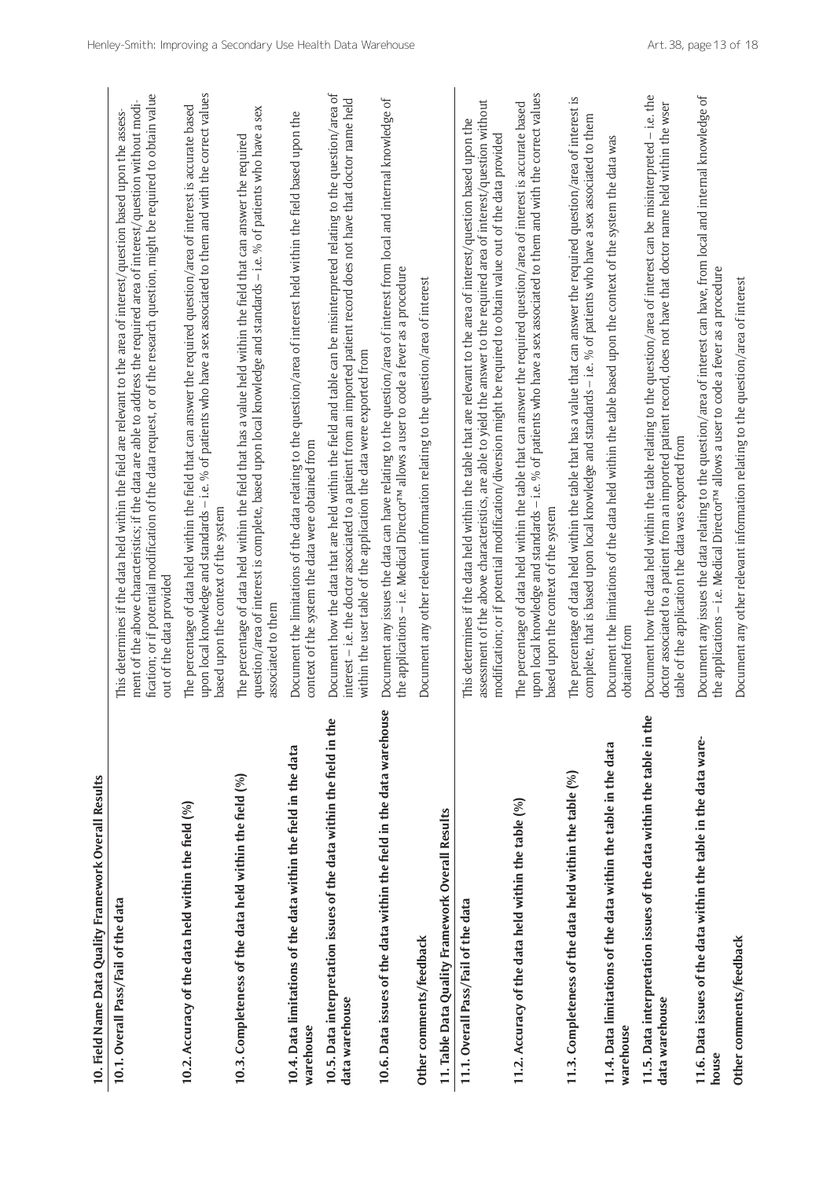| 10. Field Name Data Quality Framework Overall Results | |
|---|---|
| **10.1. Overall Pass/Fail of the data** | This determines if the data held within the field are relevant to the area of interest/question based upon the assessment of the above characteristics; if the data are able to address the required area of interest/question without modification; or if potential modification of the data request, or of the research question, might be required to obtain value out of the data provided |
| **10.2. Accuracy of the data held within the field (%)** | The percentage of data held within the field that can answer the required question/area of interest is accurate based upon local knowledge and standards – i.e. % of patients who have a sex associated to them and with the correct values based upon the context of the system |
| **10.3. Completeness of the data held within the field (%)** | The percentage of data held within the field that has a value held within the field that can answer the required question/area of interest is complete, based upon local knowledge and standards – i.e. % of patients who have a sex associated to them |
| **10.4. Data limitations of the data within the field in the data warehouse** | Document the limitations of the data relating to the question/area of interest held within the field based upon the context of the system the data were obtained from |
| **10.5. Data interpretation issues of the data within the field in the data warehouse** | Document how the data that are held within the field and table can be misinterpreted relating to the question/area of interest – i.e. the doctor associated to a patient from an imported patient record does not have that doctor name held within the user table of the application the data were exported from |
| **10.6. Data issues of the data within the field in the data warehouse** | Document any issues the data can have relating to the question/area of interest from local and internal knowledge of the applications – i.e. Medical Director™ allows a user to code a fever as a procedure |
| **Other comments/feedback** | Document any other relevant information relating to the question/area of interest |
| **11. Table Data Quality Framework Overall Results** | |
| **11.1. Overall Pass/Fail of the data** | This determines if the data held within the table that are relevant to the area of interest/question based upon the assessment of the above characteristics, are able to yield the answer to the required area of interest/question without modification; or if potential modification/diversion might be required to obtain value out of the data provided |
| **11.2. Accuracy of the data held within the table (%)** | The percentage of data held within the table that can answer the required question/area of interest is accurate based upon local knowledge and standards – i.e. % of patients who have a sex associated to them and with the correct values based upon the context of the system |
| **11.3. Completeness of the data held within the table (%)** | The percentage of data held within the table that has a value that can answer the required question/area of interest is complete, that is based upon local knowledge and standards – i.e. % of patients who have a sex associated to them |
| **11.4. Data limitations of the data within the table in the data warehouse** | Document the limitations of the data held within the table based upon the context of the system the data was obtained from |
| **11.5. Data interpretation issues of the data within the table in the data warehouse** | Document how the data held within the table relating to the question/area of interest can be misinterpreted – i.e. the doctor associated to a patient from an imported patient record, does not have that doctor name held within the wser table of the application the data was exported from |
| **11.6. Data issues of the data within the table in the data warehouse** | Document any issues the data relating to the question/area of interest can have, from local and internal knowledge of the applications – i.e. Medical Director™ allows a user to code a fever as a procedure |
| **Other comments/feedback** | Document any other relevant information relating to the question/area of interest |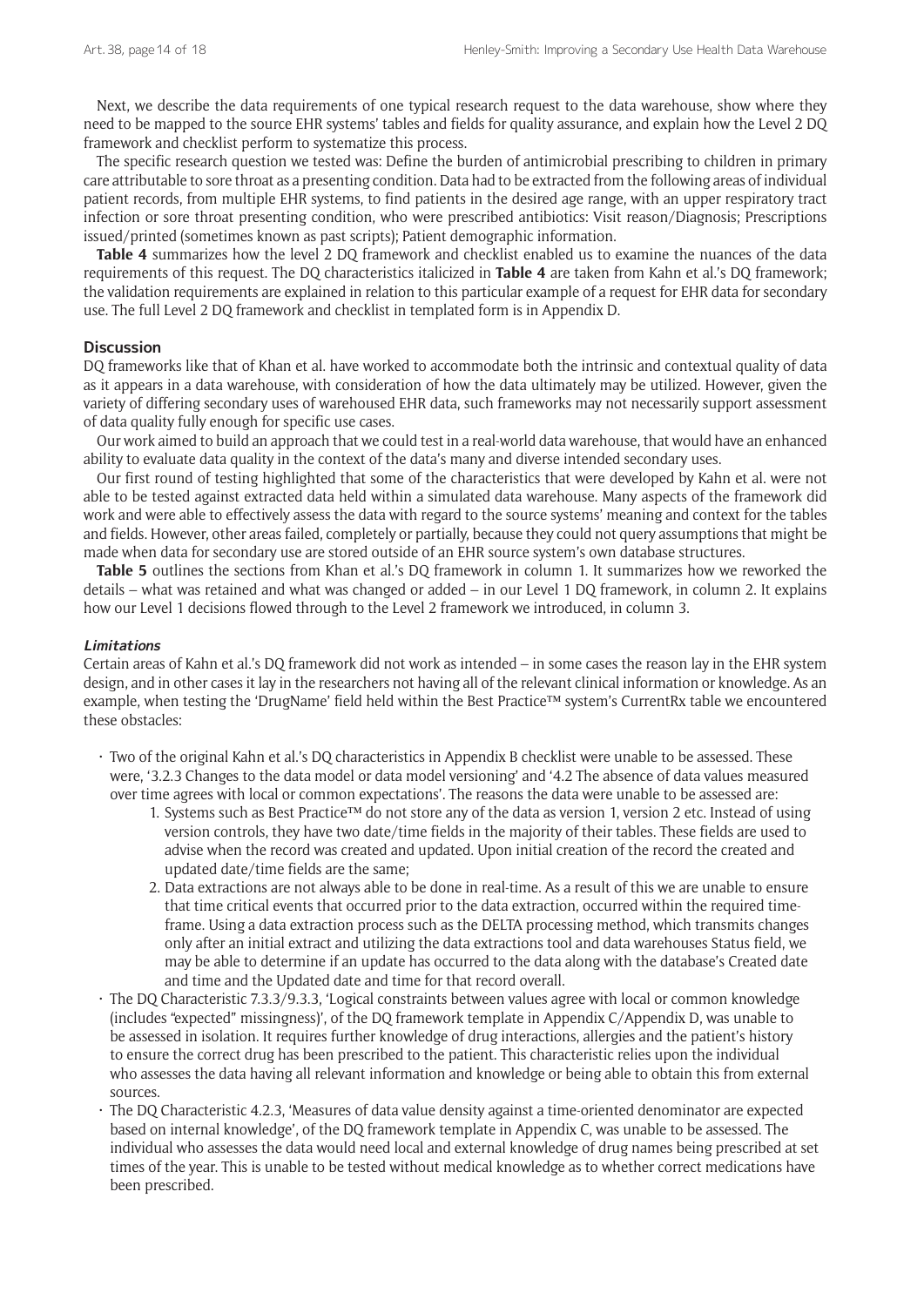Next, we describe the data requirements of one typical research request to the data warehouse, show where they need to be mapped to the source EHR systems' tables and fields for quality assurance, and explain how the Level 2 DQ framework and checklist perform to systematize this process.

The specific research question we tested was: Define the burden of antimicrobial prescribing to children in primary care attributable to sore throat as a presenting condition. Data had to be extracted from the following areas of individual patient records, from multiple EHR systems, to find patients in the desired age range, with an upper respiratory tract infection or sore throat presenting condition, who were prescribed antibiotics: Visit reason/Diagnosis; Prescriptions issued/printed (sometimes known as past scripts); Patient demographic information.

**Table 4** summarizes how the level 2 DQ framework and checklist enabled us to examine the nuances of the data requirements of this request. The DQ characteristics italicized in **Table 4** are taken from Kahn et al.'s DQ framework; the validation requirements are explained in relation to this particular example of a request for EHR data for secondary use. The full Level 2 DQ framework and checklist in templated form is in Appendix D.

## Discussion

DQ frameworks like that of Khan et al. have worked to accommodate both the intrinsic and contextual quality of data as it appears in a data warehouse, with consideration of how the data ultimately may be utilized. However, given the variety of differing secondary uses of warehoused EHR data, such frameworks may not necessarily support assessment of data quality fully enough for specific use cases.

Our work aimed to build an approach that we could test in a real-world data warehouse, that would have an enhanced ability to evaluate data quality in the context of the data's many and diverse intended secondary uses.

Our first round of testing highlighted that some of the characteristics that were developed by Kahn et al. were not able to be tested against extracted data held within a simulated data warehouse. Many aspects of the framework did work and were able to effectively assess the data with regard to the source systems' meaning and context for the tables and fields. However, other areas failed, completely or partially, because they could not query assumptions that might be made when data for secondary use are stored outside of an EHR source system's own database structures.

**Table 5** outlines the sections from Khan et al.'s DQ framework in column 1. It summarizes how we reworked the details – what was retained and what was changed or added – in our Level 1 DQ framework, in column 2. It explains how our Level 1 decisions flowed through to the Level 2 framework we introduced, in column 3.

### *Limitations*

Certain areas of Kahn et al.'s DQ framework did not work as intended – in some cases the reason lay in the EHR system design, and in other cases it lay in the researchers not having all of the relevant clinical information or knowledge. As an example, when testing the 'DrugName' field held within the Best Practice™ system's CurrentRx table we encountered these obstacles:

- Two of the original Kahn et al.'s DQ characteristics in Appendix B checklist were unable to be assessed. These were, '3.2.3 Changes to the data model or data model versioning' and '4.2 The absence of data values measured over time agrees with local or common expectations'. The reasons the data were unable to be assessed are:
    1. Systems such as Best Practice™ do not store any of the data as version 1, version 2 etc. Instead of using version controls, they have two date/time fields in the majority of their tables. These fields are used to advise when the record was created and updated. Upon initial creation of the record the created and updated date/time fields are the same;
    2. Data extractions are not always able to be done in real-time. As a result of this we are unable to ensure that time critical events that occurred prior to the data extraction, occurred within the required time-frame. Using a data extraction process such as the DELTA processing method, which transmits changes only after an initial extract and utilizing the data extractions tool and data warehouses Status field, we may be able to determine if an update has occurred to the data along with the database's Created date and time and the Updated date and time for that record overall.
- The DQ Characteristic 7.3.3/9.3.3, 'Logical constraints between values agree with local or common knowledge (includes "expected" missingness)', of the DQ framework template in Appendix C/Appendix D, was unable to be assessed in isolation. It requires further knowledge of drug interactions, allergies and the patient's history to ensure the correct drug has been prescribed to the patient. This characteristic relies upon the individual who assesses the data having all relevant information and knowledge or being able to obtain this from external sources.
- The DQ Characteristic 4.2.3, 'Measures of data value density against a time-oriented denominator are expected based on internal knowledge', of the DQ framework template in Appendix C, was unable to be assessed. The individual who assesses the data would need local and external knowledge of drug names being prescribed at set times of the year. This is unable to be tested without medical knowledge as to whether correct medications have been prescribed.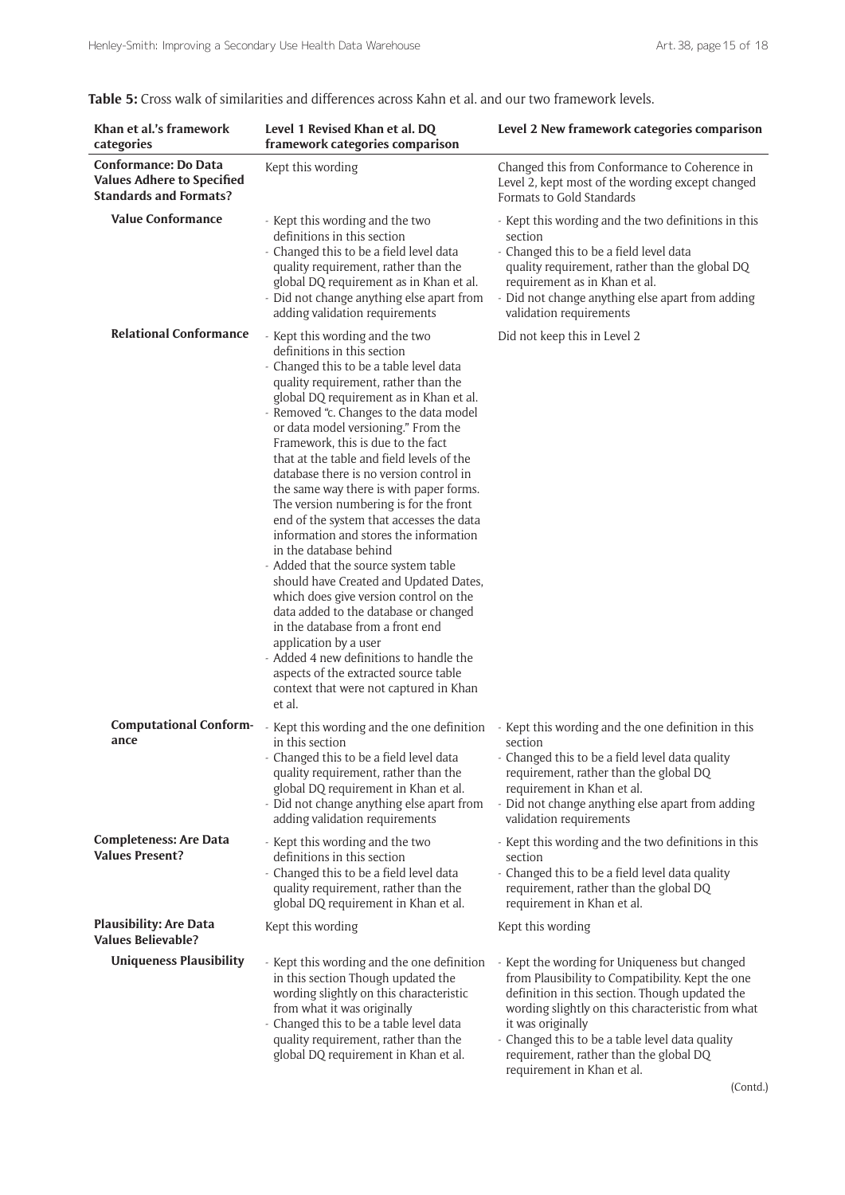**Table 5:** Cross walk of similarities and differences across Kahn et al. and our two framework levels.

| Khan et al.'s framework categories | Level 1 Revised Khan et al. DQ framework categories comparison | Level 2 New framework categories comparison |
|---|---|---|
| **Conformance: Do Data Values Adhere to Specified Standards and Formats?** | Kept this wording | Changed this from Conformance to Coherence in Level 2, kept most of the wording except changed Formats to Gold Standards |
| **Value Conformance** | - Kept this wording and the two definitions in this section<br>- Changed this to be a field level data quality requirement, rather than the global DQ requirement as in Khan et al.<br>- Did not change anything else apart from adding validation requirements | - Kept this wording and the two definitions in this section<br>- Changed this to be a field level data quality requirement, rather than the global DQ requirement as in Khan et al.<br>- Did not change anything else apart from adding validation requirements |
| **Relational Conformance** | - Kept this wording and the two definitions in this section<br>- Changed this to be a table level data quality requirement, rather than the global DQ requirement as in Khan et al.<br>- Removed "c. Changes to the data model or data model versioning." From the Framework, this is due to the fact that at the table and field levels of the database there is no version control in the same way there is with paper forms. The version numbering is for the front end of the system that accesses the data information and stores the information in the database behind<br>- Added that the source system table should have Created and Updated Dates, which does give version control on the data added to the database or changed in the database from a front end application by a user<br>- Added 4 new definitions to handle the aspects of the extracted source table context that were not captured in Khan et al. | Did not keep this in Level 2 |
| **Computational Conformance** | - Kept this wording and the one definition in this section<br>- Changed this to be a field level data quality requirement, rather than the global DQ requirement in Khan et al.<br>- Did not change anything else apart from adding validation requirements | - Kept this wording and the one definition in this section<br>- Changed this to be a field level data quality requirement, rather than the global DQ requirement in Khan et al.<br>- Did not change anything else apart from adding validation requirements |
| **Completeness: Are Data Values Present?** | - Kept this wording and the two definitions in this section<br>- Changed this to be a field level data quality requirement, rather than the global DQ requirement in Khan et al. | - Kept this wording and the two definitions in this section<br>- Changed this to be a field level data quality requirement, rather than the global DQ requirement in Khan et al. |
| **Plausibility: Are Data Values Believable?** | Kept this wording | Kept this wording |
| **Uniqueness Plausibility** | - Kept this wording and the one definition in this section Though updated the wording slightly on this characteristic from what it was originally<br>- Changed this to be a table level data quality requirement, rather than the global DQ requirement in Khan et al. | - Kept the wording for Uniqueness but changed from Plausibility to Compatibility. Kept the one definition in this section. Though updated the wording slightly on this characteristic from what it was originally<br>- Changed this to be a table level data quality requirement, rather than the global DQ requirement in Khan et al. |

(Contd.)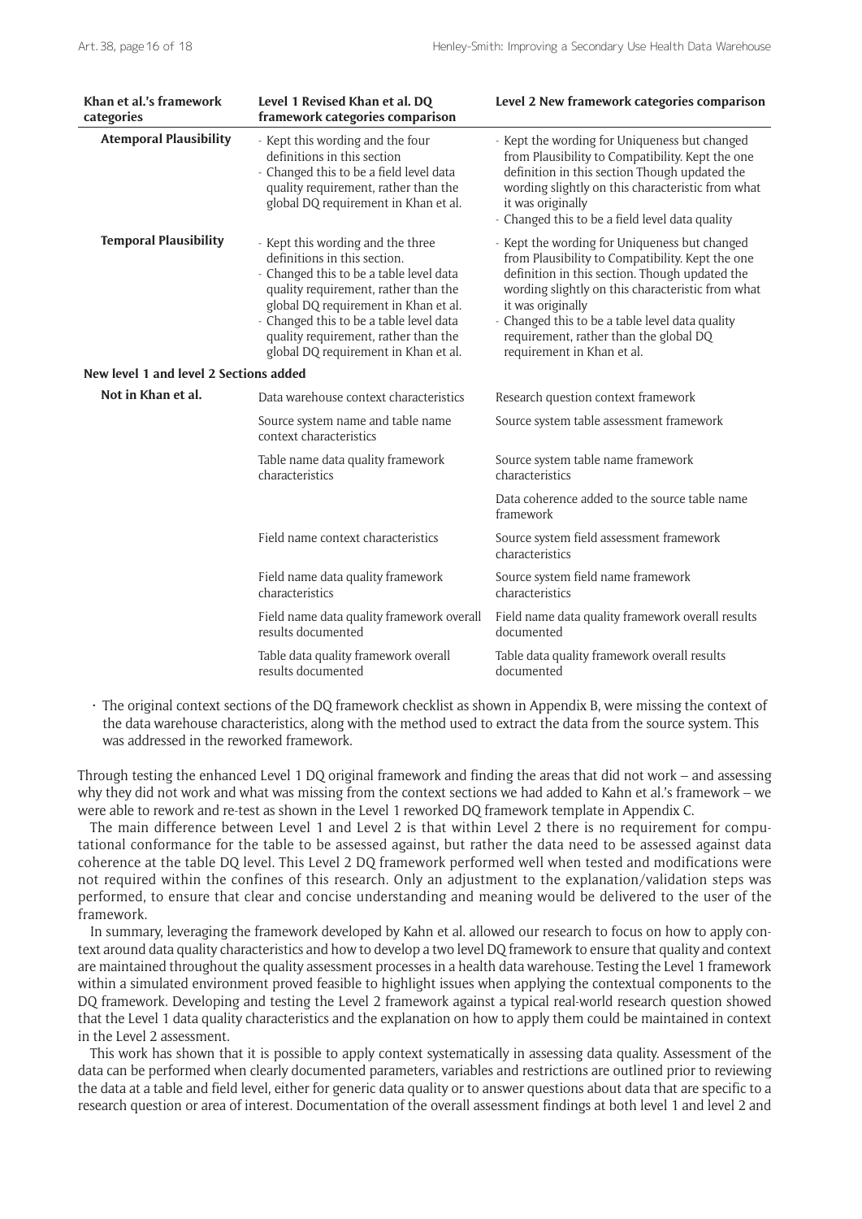| Khan et al.'s framework categories | Level 1 Revised Khan et al. DQ framework categories comparison | Level 2 New framework categories comparison |
|---|---|---|
| **Atemporal Plausibility** | - Kept this wording and the four definitions in this section<br>- Changed this to be a field level data quality requirement, rather than the global DQ requirement in Khan et al. | - Kept the wording for Uniqueness but changed from Plausibility to Compatibility. Kept the one definition in this section Though updated the wording slightly on this characteristic from what it was originally<br>- Changed this to be a field level data quality |
| **Temporal Plausibility** | - Kept this wording and the three definitions in this section.<br>- Changed this to be a table level data quality requirement, rather than the global DQ requirement in Khan et al.<br>- Changed this to be a table level data quality requirement, rather than the global DQ requirement in Khan et al. | - Kept the wording for Uniqueness but changed from Plausibility to Compatibility. Kept the one definition in this section. Though updated the wording slightly on this characteristic from what it was originally<br>- Changed this to be a table level data quality requirement, rather than the global DQ requirement in Khan et al. |
| **New level 1 and level 2 Sections added** | | |
| **Not in Khan et al.** | Data warehouse context characteristics | Research question context framework |
| | Source system name and table name context characteristics | Source system table assessment framework |
| | Table name data quality framework characteristics | Source system table name framework characteristics |
| | | Data coherence added to the source table name framework |
| | Field name context characteristics | Source system field assessment framework characteristics |
| | Field name data quality framework characteristics | Source system field name framework characteristics |
| | Field name data quality framework overall results documented | Field name data quality framework overall results documented |
| | Table data quality framework overall results documented | Table data quality framework overall results documented |

- The original context sections of the DQ framework checklist as shown in Appendix B, were missing the context of the data warehouse characteristics, along with the method used to extract the data from the source system. This was addressed in the reworked framework.

Through testing the enhanced Level 1 DQ original framework and finding the areas that did not work – and assessing why they did not work and what was missing from the context sections we had added to Kahn et al.'s framework – we were able to rework and re-test as shown in the Level 1 reworked DQ framework template in Appendix C.

The main difference between Level 1 and Level 2 is that within Level 2 there is no requirement for computational conformance for the table to be assessed against, but rather the data need to be assessed against data coherence at the table DQ level. This Level 2 DQ framework performed well when tested and modifications were not required within the confines of this research. Only an adjustment to the explanation/validation steps was performed, to ensure that clear and concise understanding and meaning would be delivered to the user of the framework.

In summary, leveraging the framework developed by Kahn et al. allowed our research to focus on how to apply context around data quality characteristics and how to develop a two level DQ framework to ensure that quality and context are maintained throughout the quality assessment processes in a health data warehouse. Testing the Level 1 framework within a simulated environment proved feasible to highlight issues when applying the contextual components to the DQ framework. Developing and testing the Level 2 framework against a typical real-world research question showed that the Level 1 data quality characteristics and the explanation on how to apply them could be maintained in context in the Level 2 assessment.

This work has shown that it is possible to apply context systematically in assessing data quality. Assessment of the data can be performed when clearly documented parameters, variables and restrictions are outlined prior to reviewing the data at a table and field level, either for generic data quality or to answer questions about data that are specific to a research question or area of interest. Documentation of the overall assessment findings at both level 1 and level 2 and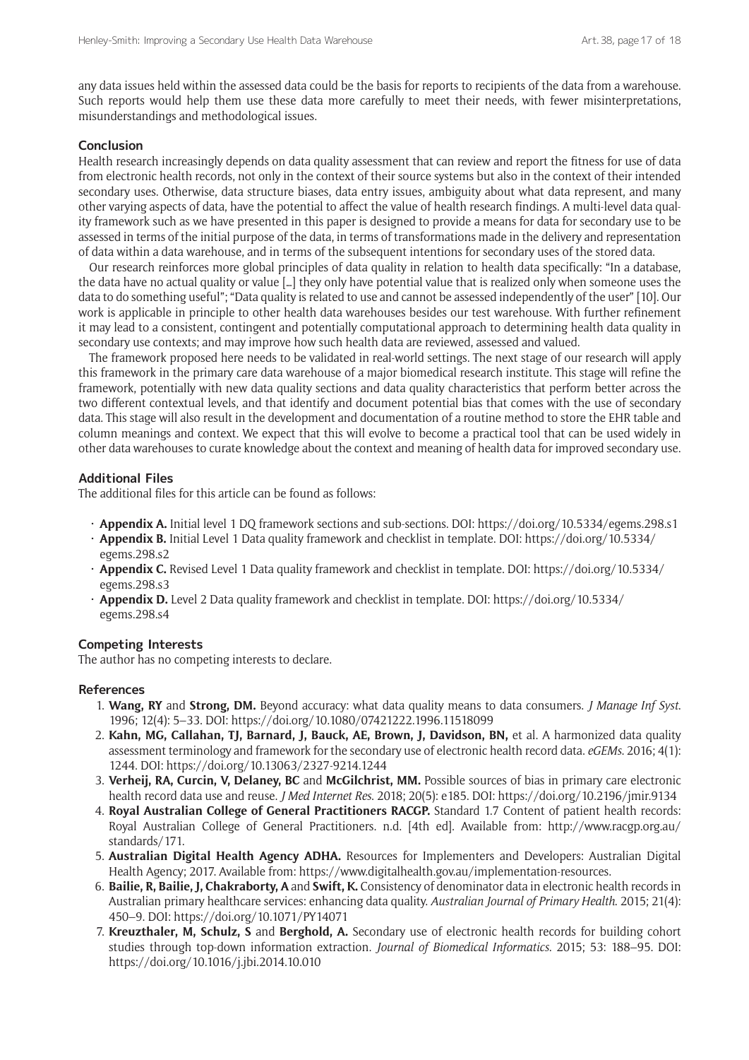any data issues held within the assessed data could be the basis for reports to recipients of the data from a warehouse. Such reports would help them use these data more carefully to meet their needs, with fewer misinterpretations, misunderstandings and methodological issues.

## Conclusion

Health research increasingly depends on data quality assessment that can review and report the fitness for use of data from electronic health records, not only in the context of their source systems but also in the context of their intended secondary uses. Otherwise, data structure biases, data entry issues, ambiguity about what data represent, and many other varying aspects of data, have the potential to affect the value of health research findings. A multi-level data quality framework such as we have presented in this paper is designed to provide a means for data for secondary use to be assessed in terms of the initial purpose of the data, in terms of transformations made in the delivery and representation of data within a data warehouse, and in terms of the subsequent intentions for secondary uses of the stored data.

Our research reinforces more global principles of data quality in relation to health data specifically: "In a database, the data have no actual quality or value […] they only have potential value that is realized only when someone uses the data to do something useful"; "Data quality is related to use and cannot be assessed independently of the user" [10]. Our work is applicable in principle to other health data warehouses besides our test warehouse. With further refinement it may lead to a consistent, contingent and potentially computational approach to determining health data quality in secondary use contexts; and may improve how such health data are reviewed, assessed and valued.

The framework proposed here needs to be validated in real-world settings. The next stage of our research will apply this framework in the primary care data warehouse of a major biomedical research institute. This stage will refine the framework, potentially with new data quality sections and data quality characteristics that perform better across the two different contextual levels, and that identify and document potential bias that comes with the use of secondary data. This stage will also result in the development and documentation of a routine method to store the EHR table and column meanings and context. We expect that this will evolve to become a practical tool that can be used widely in other data warehouses to curate knowledge about the context and meaning of health data for improved secondary use.

## Additional Files

The additional files for this article can be found as follows:

- **Appendix A.** Initial level 1 DQ framework sections and sub-sections. DOI: https://doi.org/10.5334/egems.298.s1
- **Appendix B.** Initial Level 1 Data quality framework and checklist in template. DOI: https://doi.org/10.5334/egems.298.s2
- **Appendix C.** Revised Level 1 Data quality framework and checklist in template. DOI: https://doi.org/10.5334/egems.298.s3
- **Appendix D.** Level 2 Data quality framework and checklist in template. DOI: https://doi.org/10.5334/egems.298.s4

## Competing Interests

The author has no competing interests to declare.

## References

1. **Wang, RY** and **Strong, DM.** Beyond accuracy: what data quality means to data consumers. *J Manage Inf Syst*. 1996; 12(4): 5–33. DOI: https://doi.org/10.1080/07421222.1996.11518099
2. **Kahn, MG, Callahan, TJ, Barnard, J, Bauck, AE, Brown, J, Davidson, BN,** et al. A harmonized data quality assessment terminology and framework for the secondary use of electronic health record data. *eGEMs*. 2016; 4(1): 1244. DOI: https://doi.org/10.13063/2327-9214.1244
3. **Verheij, RA, Curcin, V, Delaney, BC** and **McGilchrist, MM.** Possible sources of bias in primary care electronic health record data use and reuse. *J Med Internet Res*. 2018; 20(5): e185. DOI: https://doi.org/10.2196/jmir.9134
4. **Royal Australian College of General Practitioners RACGP.** Standard 1.7 Content of patient health records: Royal Australian College of General Practitioners. n.d. [4th ed]. Available from: http://www.racgp.org.au/standards/171.
5. **Australian Digital Health Agency ADHA.** Resources for Implementers and Developers: Australian Digital Health Agency; 2017. Available from: https://www.digitalhealth.gov.au/implementation-resources.
6. **Bailie, R, Bailie, J, Chakraborty, A** and **Swift, K.** Consistency of denominator data in electronic health records in Australian primary healthcare services: enhancing data quality. *Australian Journal of Primary Health*. 2015; 21(4): 450–9. DOI: https://doi.org/10.1071/PY14071
7. **Kreuzthaler, M, Schulz, S** and **Berghold, A.** Secondary use of electronic health records for building cohort studies through top-down information extraction. *Journal of Biomedical Informatics*. 2015; 53: 188–95. DOI: https://doi.org/10.1016/j.jbi.2014.10.010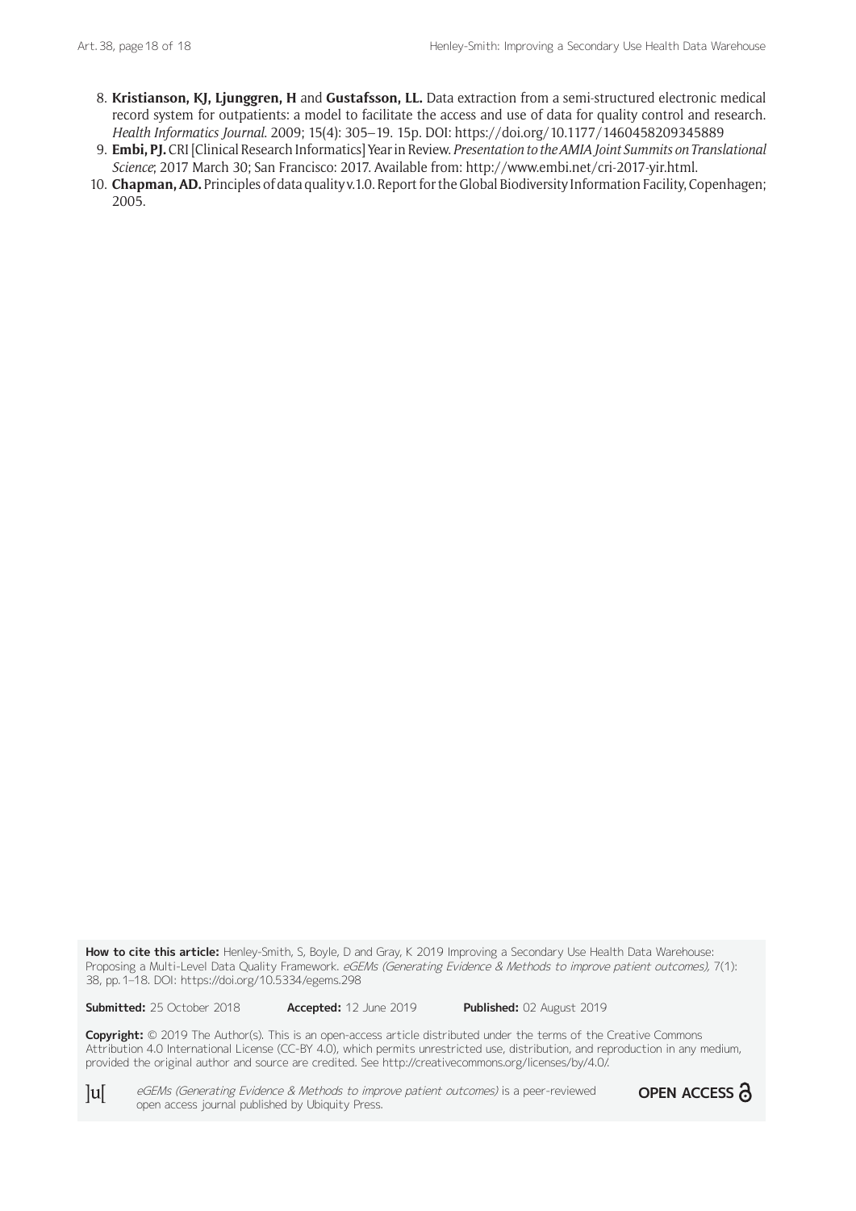8. **Kristianson, KJ, Ljunggren, H** and **Gustafsson, LL.** Data extraction from a semi-structured electronic medical record system for outpatients: a model to facilitate the access and use of data for quality control and research. *Health Informatics Journal*. 2009; 15(4): 305–19. 15p. DOI: https://doi.org/10.1177/1460458209345889
9. **Embi, PJ.** CRI [Clinical Research Informatics] Year in Review. *Presentation to the AMIA Joint Summits on Translational Science*; 2017 March 30; San Francisco: 2017. Available from: http://www.embi.net/cri-2017-yir.html.
10. **Chapman, AD.** Principles of data quality v.1.0. Report for the Global Biodiversity Information Facility, Copenhagen; 2005.

**How to cite this article:** Henley-Smith, S, Boyle, D and Gray, K 2019 Improving a Secondary Use Health Data Warehouse: Proposing a Multi-Level Data Quality Framework. *eGEMs (Generating Evidence & Methods to improve patient outcomes)*, 7(1): 38, pp. 1–18. DOI: https://doi.org/10.5334/egems.298

**Submitted:** 25 October 2018 **Accepted:** 12 June 2019 **Published:** 02 August 2019

**Copyright:** © 2019 The Author(s). This is an open-access article distributed under the terms of the Creative Commons Attribution 4.0 International License (CC-BY 4.0), which permits unrestricted use, distribution, and reproduction in any medium, provided the original author and source are credited. See http://creativecommons.org/licenses/by/4.0/.

*eGEMs (Generating Evidence & Methods to improve patient outcomes)* is a peer-reviewed open access journal published by Ubiquity Press.

**OPEN ACCESS**